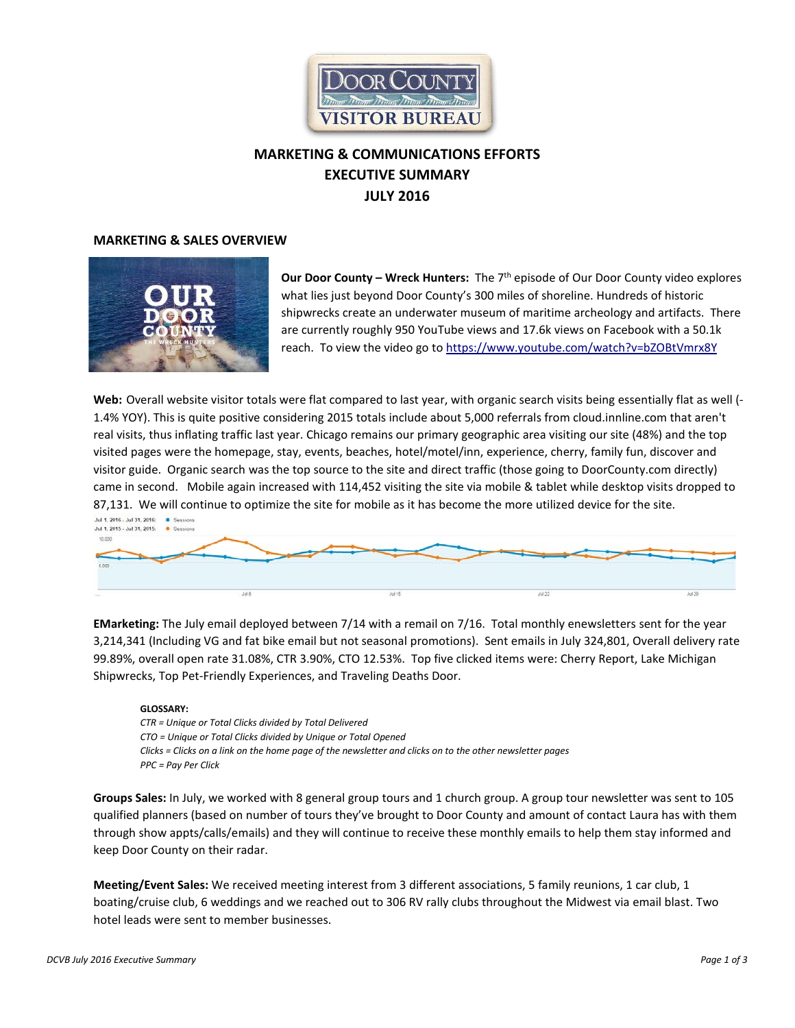# MARKETING & COMMUNICATIONS EFFORTS
# EXECUTIVE SUMMARY
# JULY 2016

## MARKETING & SALES OVERVIEW

**Our Door County – Wreck Hunters:** The 7th episode of Our Door County video explores what lies just beyond Door County's 300 miles of shoreline. Hundreds of historic shipwrecks create an underwater museum of maritime archeology and artifacts. There are currently roughly 950 YouTube views and 17.6k views on Facebook with a 50.1k reach. To view the video go to https://www.youtube.com/watch?v=bZOBtVmrx8Y

**Web:** Overall website visitor totals were flat compared to last year, with organic search visits being essentially flat as well (-1.4% YOY). This is quite positive considering 2015 totals include about 5,000 referrals from cloud.innline.com that aren't real visits, thus inflating traffic last year. Chicago remains our primary geographic area visiting our site (48%) and the top visited pages were the homepage, stay, events, beaches, hotel/motel/inn, experience, cherry, family fun, discover and visitor guide. Organic search was the top source to the site and direct traffic (those going to DoorCounty.com directly) came in second. Mobile again increased with 114,452 visiting the site via mobile & tablet while desktop visits dropped to 87,131. We will continue to optimize the site for mobile as it has become the more utilized device for the site.

Jul 1, 2016 - Jul 31, 2016: Sessions
Jul 1, 2015 - Jul 31, 2015: Sessions

**EMarketing:** The July email deployed between 7/14 with a remail on 7/16. Total monthly enewsletters sent for the year 3,214,341 (Including VG and fat bike email but not seasonal promotions). Sent emails in July 324,801, Overall delivery rate 99.89%, overall open rate 31.08%, CTR 3.90%, CTO 12.53%. Top five clicked items were: Cherry Report, Lake Michigan Shipwrecks, Top Pet-Friendly Experiences, and Traveling Deaths Door.

**GLOSSARY:**
*CTR = Unique or Total Clicks divided by Total Delivered*
*CTO = Unique or Total Clicks divided by Unique or Total Opened*
*Clicks = Clicks on a link on the home page of the newsletter and clicks on to the other newsletter pages*
*PPC = Pay Per Click*

**Groups Sales:** In July, we worked with 8 general group tours and 1 church group. A group tour newsletter was sent to 105 qualified planners (based on number of tours they've brought to Door County and amount of contact Laura has with them through show appts/calls/emails) and they will continue to receive these monthly emails to help them stay informed and keep Door County on their radar.

**Meeting/Event Sales:** We received meeting interest from 3 different associations, 5 family reunions, 1 car club, 1 boating/cruise club, 6 weddings and we reached out to 306 RV rally clubs throughout the Midwest via email blast. Two hotel leads were sent to member businesses.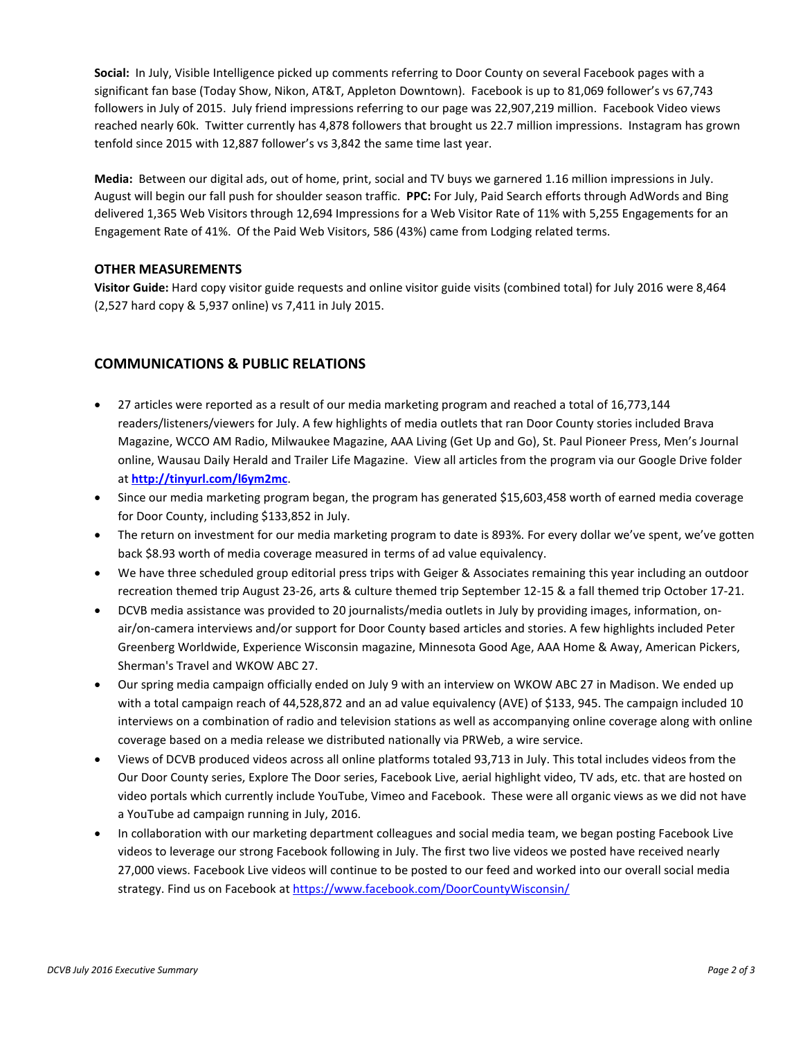**Social:** In July, Visible Intelligence picked up comments referring to Door County on several Facebook pages with a significant fan base (Today Show, Nikon, AT&T, Appleton Downtown). Facebook is up to 81,069 follower's vs 67,743 followers in July of 2015. July friend impressions referring to our page was 22,907,219 million. Facebook Video views reached nearly 60k. Twitter currently has 4,878 followers that brought us 22.7 million impressions. Instagram has grown tenfold since 2015 with 12,887 follower's vs 3,842 the same time last year.

**Media:** Between our digital ads, out of home, print, social and TV buys we garnered 1.16 million impressions in July. August will begin our fall push for shoulder season traffic. **PPC:** For July, Paid Search efforts through AdWords and Bing delivered 1,365 Web Visitors through 12,694 Impressions for a Web Visitor Rate of 11% with 5,255 Engagements for an Engagement Rate of 41%. Of the Paid Web Visitors, 586 (43%) came from Lodging related terms.

### OTHER MEASUREMENTS

**Visitor Guide:** Hard copy visitor guide requests and online visitor guide visits (combined total) for July 2016 were 8,464 (2,527 hard copy & 5,937 online) vs 7,411 in July 2015.

## COMMUNICATIONS & PUBLIC RELATIONS

- 27 articles were reported as a result of our media marketing program and reached a total of 16,773,144 readers/listeners/viewers for July. A few highlights of media outlets that ran Door County stories included Brava Magazine, WCCO AM Radio, Milwaukee Magazine, AAA Living (Get Up and Go), St. Paul Pioneer Press, Men's Journal online, Wausau Daily Herald and Trailer Life Magazine. View all articles from the program via our Google Drive folder at **http://tinyurl.com/l6ym2mc**.
- Since our media marketing program began, the program has generated $15,603,458 worth of earned media coverage for Door County, including $133,852 in July.
- The return on investment for our media marketing program to date is 893%. For every dollar we've spent, we've gotten back $8.93 worth of media coverage measured in terms of ad value equivalency.
- We have three scheduled group editorial press trips with Geiger & Associates remaining this year including an outdoor recreation themed trip August 23-26, arts & culture themed trip September 12-15 & a fall themed trip October 17-21.
- DCVB media assistance was provided to 20 journalists/media outlets in July by providing images, information, on-air/on-camera interviews and/or support for Door County based articles and stories. A few highlights included Peter Greenberg Worldwide, Experience Wisconsin magazine, Minnesota Good Age, AAA Home & Away, American Pickers, Sherman's Travel and WKOW ABC 27.
- Our spring media campaign officially ended on July 9 with an interview on WKOW ABC 27 in Madison. We ended up with a total campaign reach of 44,528,872 and an ad value equivalency (AVE) of $133, 945. The campaign included 10 interviews on a combination of radio and television stations as well as accompanying online coverage along with online coverage based on a media release we distributed nationally via PRWeb, a wire service.
- Views of DCVB produced videos across all online platforms totaled 93,713 in July. This total includes videos from the Our Door County series, Explore The Door series, Facebook Live, aerial highlight video, TV ads, etc. that are hosted on video portals which currently include YouTube, Vimeo and Facebook. These were all organic views as we did not have a YouTube ad campaign running in July, 2016.
- In collaboration with our marketing department colleagues and social media team, we began posting Facebook Live videos to leverage our strong Facebook following in July. The first two live videos we posted have received nearly 27,000 views. Facebook Live videos will continue to be posted to our feed and worked into our overall social media strategy. Find us on Facebook at https://www.facebook.com/DoorCountyWisconsin/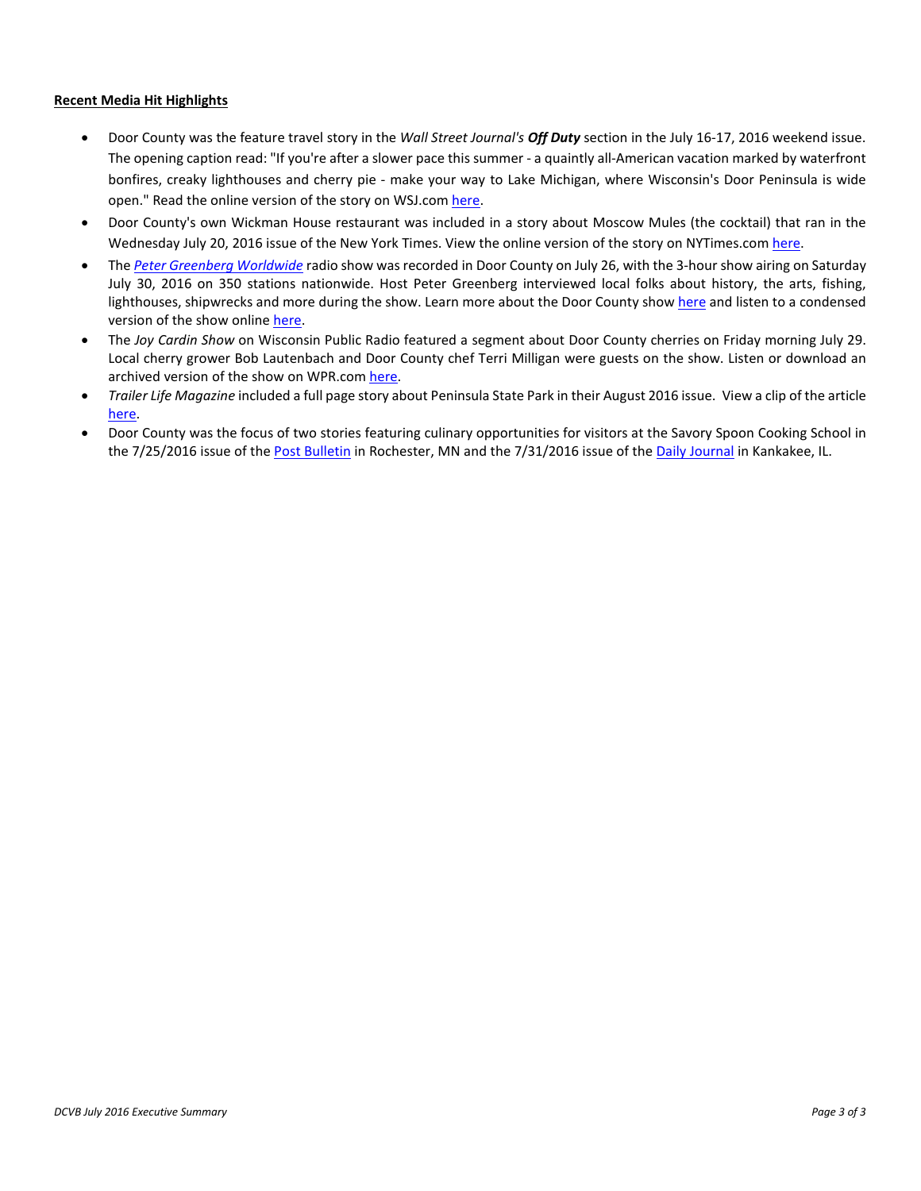**Recent Media Hit Highlights**

- Door County was the feature travel story in the *Wall Street Journal's* ***Off Duty*** section in the July 16-17, 2016 weekend issue. The opening caption read: "If you're after a slower pace this summer - a quaintly all-American vacation marked by waterfront bonfires, creaky lighthouses and cherry pie - make your way to Lake Michigan, where Wisconsin's Door Peninsula is wide open." Read the online version of the story on WSJ.com here.
- Door County's own Wickman House restaurant was included in a story about Moscow Mules (the cocktail) that ran in the Wednesday July 20, 2016 issue of the New York Times. View the online version of the story on NYTimes.com here.
- The *Peter Greenberg Worldwide* radio show was recorded in Door County on July 26, with the 3-hour show airing on Saturday July 30, 2016 on 350 stations nationwide. Host Peter Greenberg interviewed local folks about history, the arts, fishing, lighthouses, shipwrecks and more during the show. Learn more about the Door County show here and listen to a condensed version of the show online here.
- The *Joy Cardin Show* on Wisconsin Public Radio featured a segment about Door County cherries on Friday morning July 29. Local cherry grower Bob Lautenbach and Door County chef Terri Milligan were guests on the show. Listen or download an archived version of the show on WPR.com here.
- *Trailer Life Magazine* included a full page story about Peninsula State Park in their August 2016 issue. View a clip of the article here.
- Door County was the focus of two stories featuring culinary opportunities for visitors at the Savory Spoon Cooking School in the 7/25/2016 issue of the Post Bulletin in Rochester, MN and the 7/31/2016 issue of the Daily Journal in Kankakee, IL.